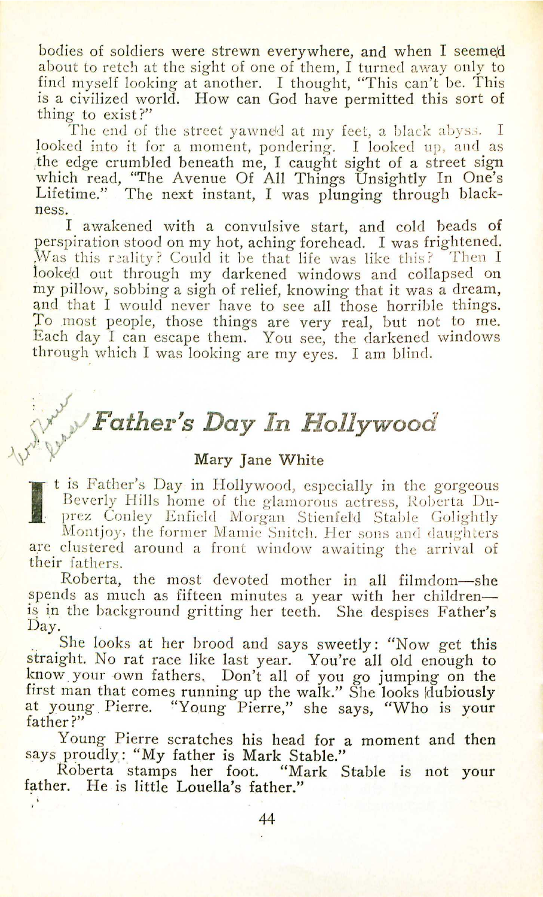bodies of soldiers were strewn everywhere, and when I seemed about to retch at the sight of one of them, I turned away only to find myself looking at another. I thought, "This can't be. This is a civilized world. How can God have permitted this sort of thing to exist?"

The end of the street yawned at my feet, a black abyss. I looked into it for a moment, pondering. I looked up, and as the edge crumbled beneath me, I caught sight of a street sign which read, "The Avenue Of All Things Unsightly In One's Lifetime." The next instant, I was plunging through blackness.

I awakened with a convulsive start, and cold beads of perspiration stood on my hot, aching forehead. I was frightened. Was this reality? Could it be that life was like this? Then I looked out through my darkened windows and collapsed on my pillow, sobbing a sigh of relief, knowing that it was a dream, and that I would never have to see all those horrible things. To most people, those things are very real, but not to me. Each day I can escape them. You see, the darkened windows through which I was looking are my eyes. I am blind.

## *Father's Day In Hollywood*

Mary Jane White

It is Father's Day in Hollywood, especially in the gorgeous Beverly Hills home of the glamorous actress, Roberta Duprez Conley Enfield Morgan Stienfeld Stable Golightly Montjoy, the former Mamie Snitch. Her sons and daughters are clustered around a front window awaiting the arrival of their fathers.

Roberta, the most devoted mother in all filmdom—she spends as much as fifteen minutes a year with her children—is in the background gritting her teeth. She despises Father's Day.

She looks at her brood and says sweetly: "Now get this straight. No rat race like last year. You're all old enough to know your own fathers. Don't all of you go jumping on the first man that comes running up the walk." She looks dubiously at young Pierre. "Young Pierre," she says, "Who is your father?"

Young Pierre scratches his head for a moment and then says proudly: "My father is Mark Stable."

Roberta stamps her foot. "Mark Stable is not your father. He is little Louella's father."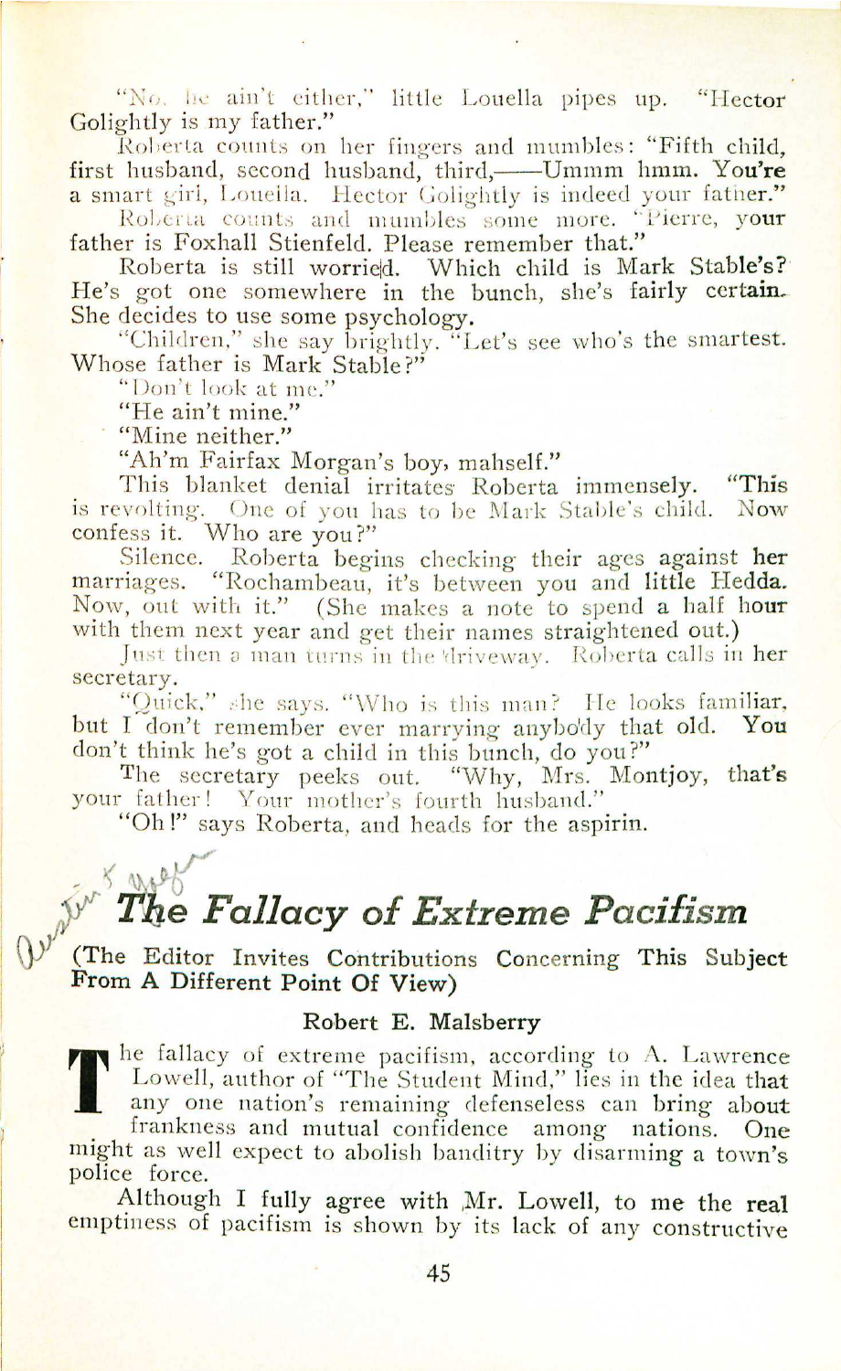"No, he ain't either," little Louella pipes up. "Hector Golightly is my father."

Roberta counts on her fingers and mumbles: "Fifth child, first husband, second husband, third,——Ummm hmm. You're a smart girl, Louella. Hector Golightly is indeed your father."

Roberta counts and mumbles some more. "Pierre, your father is Foxhall Stienfeld. Please remember that."

Roberta is still worried. Which child is Mark Stable's? He's got one somewhere in the bunch, she's fairly certain. She decides to use some psychology.

"Children," she say brightly. "Let's see who's the smartest. Whose father is Mark Stable?"

"Don't look at me."

"He ain't mine."

"Mine neither."

"Ah'm Fairfax Morgan's boy, mahself."

This blanket denial irritates Roberta immensely. "This is revolting. One of you has to be Mark Stable's child. Now confess it. Who are you?"

Silence. Roberta begins checking their ages against her marriages. "Rochambeau, it's between you and little Hedda. Now, out with it." (She makes a note to spend a half hour with them next year and get their names straightened out.)

Just then a man turns in the driveway. Roberta calls in her secretary.

"Quick," she says. "Who is this man? He looks familiar, but I don't remember ever marrying anybody that old. You don't think he's got a child in this bunch, do you?"

The secretary peeks out. "Why, Mrs. Montjoy, that's your father! Your mother's fourth husband."

"Oh!" says Roberta, and heads for the aspirin.

## The Fallacy of Extreme Pacifism

**(The Editor Invites Contributions Concerning This Subject From A Different Point Of View)**

**Robert E. Malsberry**

The fallacy of extreme pacifism, according to A. Lawrence Lowell, author of "The Student Mind," lies in the idea that any one nation's remaining defenseless can bring about frankness and mutual confidence among nations. One might as well expect to abolish banditry by disarming a town's police force.

Although I fully agree with Mr. Lowell, to me the real emptiness of pacifism is shown by its lack of any constructive